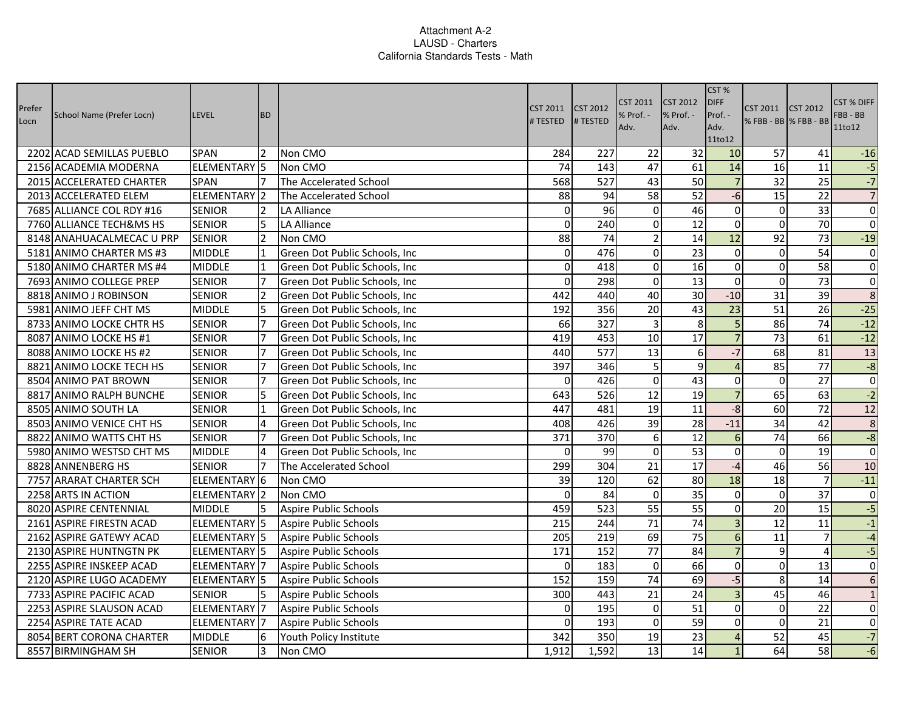# Attachment A-2
## LAUSD - Charters
### California Standards Tests - Math

| Prefer Locn | School Name (Prefer Locn) | LEVEL | BD | | CST 2011 # TESTED | CST 2012 # TESTED | CST 2011 % Prof. - Adv. | CST 2012 % Prof. - Adv. | CST % DIFF Prof. - Adv. 11to12 | CST 2011 % FBB - BB | CST 2012 % FBB - BB | CST % DIFF FBB - BB 11to12 |
|---|---|---|---|---|---|---|---|---|---|---|---|---|
| 2202 | ACAD SEMILLAS PUEBLO | SPAN | 2 | Non CMO | 284 | 227 | 22 | 32 | 10 | 57 | 41 | -16 |
| 2156 | ACADEMIA MODERNA | ELEMENTARY | 5 | Non CMO | 74 | 143 | 47 | 61 | 14 | 16 | 11 | -5 |
| 2015 | ACCELERATED CHARTER | SPAN | 7 | The Accelerated School | 568 | 527 | 43 | 50 | 7 | 32 | 25 | -7 |
| 2013 | ACCELERATED ELEM | ELEMENTARY | 2 | The Accelerated School | 88 | 94 | 58 | 52 | -6 | 15 | 22 | 7 |
| 7685 | ALLIANCE COL RDY #16 | SENIOR | 2 | LA Alliance | 0 | 96 | 0 | 46 | 0 | 0 | 33 | 0 |
| 7760 | ALLIANCE TECH&MS HS | SENIOR | 5 | LA Alliance | 0 | 240 | 0 | 12 | 0 | 0 | 70 | 0 |
| 8148 | ANAHUACALMECAC U PRP | SENIOR | 2 | Non CMO | 88 | 74 | 2 | 14 | 12 | 92 | 73 | -19 |
| 5181 | ANIMO CHARTER MS #3 | MIDDLE | 1 | Green Dot Public Schools, Inc | 0 | 476 | 0 | 23 | 0 | 0 | 54 | 0 |
| 5180 | ANIMO CHARTER MS #4 | MIDDLE | 1 | Green Dot Public Schools, Inc | 0 | 418 | 0 | 16 | 0 | 0 | 58 | 0 |
| 7693 | ANIMO COLLEGE PREP | SENIOR | 7 | Green Dot Public Schools, Inc | 0 | 298 | 0 | 13 | 0 | 0 | 73 | 0 |
| 8818 | ANIMO J ROBINSON | SENIOR | 2 | Green Dot Public Schools, Inc | 442 | 440 | 40 | 30 | -10 | 31 | 39 | 8 |
| 5981 | ANIMO JEFF CHT MS | MIDDLE | 5 | Green Dot Public Schools, Inc | 192 | 356 | 20 | 43 | 23 | 51 | 26 | -25 |
| 8733 | ANIMO LOCKE CHTR HS | SENIOR | 7 | Green Dot Public Schools, Inc | 66 | 327 | 3 | 8 | 5 | 86 | 74 | -12 |
| 8087 | ANIMO LOCKE HS #1 | SENIOR | 7 | Green Dot Public Schools, Inc | 419 | 453 | 10 | 17 | 7 | 73 | 61 | -12 |
| 8088 | ANIMO LOCKE HS #2 | SENIOR | 7 | Green Dot Public Schools, Inc | 440 | 577 | 13 | 6 | -7 | 68 | 81 | 13 |
| 8821 | ANIMO LOCKE TECH HS | SENIOR | 7 | Green Dot Public Schools, Inc | 397 | 346 | 5 | 9 | 4 | 85 | 77 | -8 |
| 8504 | ANIMO PAT BROWN | SENIOR | 7 | Green Dot Public Schools, Inc | 0 | 426 | 0 | 43 | 0 | 0 | 27 | 0 |
| 8817 | ANIMO RALPH BUNCHE | SENIOR | 5 | Green Dot Public Schools, Inc | 643 | 526 | 12 | 19 | 7 | 65 | 63 | -2 |
| 8505 | ANIMO SOUTH LA | SENIOR | 1 | Green Dot Public Schools, Inc | 447 | 481 | 19 | 11 | -8 | 60 | 72 | 12 |
| 8503 | ANIMO VENICE CHT HS | SENIOR | 4 | Green Dot Public Schools, Inc | 408 | 426 | 39 | 28 | -11 | 34 | 42 | 8 |
| 8822 | ANIMO WATTS CHT HS | SENIOR | 7 | Green Dot Public Schools, Inc | 371 | 370 | 6 | 12 | 6 | 74 | 66 | -8 |
| 5980 | ANIMO WESTSD CHT MS | MIDDLE | 4 | Green Dot Public Schools, Inc | 0 | 99 | 0 | 53 | 0 | 0 | 19 | 0 |
| 8828 | ANNENBERG HS | SENIOR | 7 | The Accelerated School | 299 | 304 | 21 | 17 | -4 | 46 | 56 | 10 |
| 7757 | ARARAT CHARTER SCH | ELEMENTARY | 6 | Non CMO | 39 | 120 | 62 | 80 | 18 | 18 | 7 | -11 |
| 2258 | ARTS IN ACTION | ELEMENTARY | 2 | Non CMO | 0 | 84 | 0 | 35 | 0 | 0 | 37 | 0 |
| 8020 | ASPIRE CENTENNIAL | MIDDLE | 5 | Aspire Public Schools | 459 | 523 | 55 | 55 | 0 | 20 | 15 | -5 |
| 2161 | ASPIRE FIRESTN ACAD | ELEMENTARY | 5 | Aspire Public Schools | 215 | 244 | 71 | 74 | 3 | 12 | 11 | -1 |
| 2162 | ASPIRE GATEWY ACAD | ELEMENTARY | 5 | Aspire Public Schools | 205 | 219 | 69 | 75 | 6 | 11 | 7 | -4 |
| 2130 | ASPIRE HUNTNGTN PK | ELEMENTARY | 5 | Aspire Public Schools | 171 | 152 | 77 | 84 | 7 | 9 | 4 | -5 |
| 2255 | ASPIRE INSKEEP ACAD | ELEMENTARY | 7 | Aspire Public Schools | 0 | 183 | 0 | 66 | 0 | 0 | 13 | 0 |
| 2120 | ASPIRE LUGO ACADEMY | ELEMENTARY | 5 | Aspire Public Schools | 152 | 159 | 74 | 69 | -5 | 8 | 14 | 6 |
| 7733 | ASPIRE PACIFIC ACAD | SENIOR | 5 | Aspire Public Schools | 300 | 443 | 21 | 24 | 3 | 45 | 46 | 1 |
| 2253 | ASPIRE SLAUSON ACAD | ELEMENTARY | 7 | Aspire Public Schools | 0 | 195 | 0 | 51 | 0 | 0 | 22 | 0 |
| 2254 | ASPIRE TATE ACAD | ELEMENTARY | 7 | Aspire Public Schools | 0 | 193 | 0 | 59 | 0 | 0 | 21 | 0 |
| 8054 | BERT CORONA CHARTER | MIDDLE | 6 | Youth Policy Institute | 342 | 350 | 19 | 23 | 4 | 52 | 45 | -7 |
| 8557 | BIRMINGHAM SH | SENIOR | 3 | Non CMO | 1,912 | 1,592 | 13 | 14 | 1 | 64 | 58 | -6 |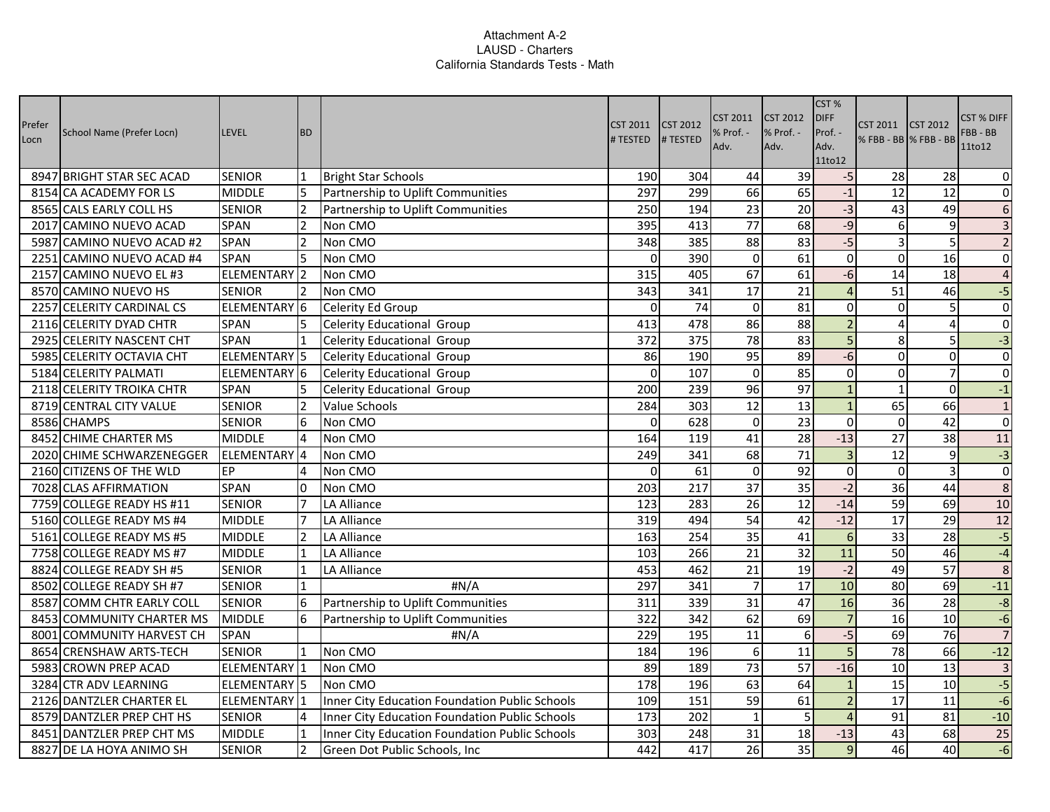Attachment A-2
LAUSD - Charters
California Standards Tests - Math

| Prefer Locn | School Name (Prefer Locn) | LEVEL | BD | | CST 2011 # TESTED | CST 2012 # TESTED | CST 2011 % Prof. - Adv. | CST 2012 % Prof. - Adv. | CST % DIFF Prof. - Adv. 11to12 | CST 2011 % FBB - BB | CST 2012 % FBB - BB | CST % DIFF FBB - BB 11to12 |
|---|---|---|---|---|---|---|---|---|---|---|---|---|
| 8947 | BRIGHT STAR SEC ACAD | SENIOR | 1 | Bright Star Schools | 190 | 304 | 44 | 39 | -5 | 28 | 28 | 0 |
| 8154 | CA ACADEMY FOR LS | MIDDLE | 5 | Partnership to Uplift Communities | 297 | 299 | 66 | 65 | -1 | 12 | 12 | 0 |
| 8565 | CALS EARLY COLL HS | SENIOR | 2 | Partnership to Uplift Communities | 250 | 194 | 23 | 20 | -3 | 43 | 49 | 6 |
| 2017 | CAMINO NUEVO ACAD | SPAN | 2 | Non CMO | 395 | 413 | 77 | 68 | -9 | 6 | 9 | 3 |
| 5987 | CAMINO NUEVO ACAD #2 | SPAN | 2 | Non CMO | 348 | 385 | 88 | 83 | -5 | 3 | 5 | 2 |
| 2251 | CAMINO NUEVO ACAD #4 | SPAN | 5 | Non CMO | 0 | 390 | 0 | 61 | 0 | 0 | 16 | 0 |
| 2157 | CAMINO NUEVO EL #3 | ELEMENTARY | 2 | Non CMO | 315 | 405 | 67 | 61 | -6 | 14 | 18 | 4 |
| 8570 | CAMINO NUEVO HS | SENIOR | 2 | Non CMO | 343 | 341 | 17 | 21 | 4 | 51 | 46 | -5 |
| 2257 | CELERITY CARDINAL CS | ELEMENTARY | 6 | Celerity Ed Group | 0 | 74 | 0 | 81 | 0 | 0 | 5 | 0 |
| 2116 | CELERITY DYAD CHTR | SPAN | 5 | Celerity Educational Group | 413 | 478 | 86 | 88 | 2 | 4 | 4 | 0 |
| 2925 | CELERITY NASCENT CHT | SPAN | 1 | Celerity Educational Group | 372 | 375 | 78 | 83 | 5 | 8 | 5 | -3 |
| 5985 | CELERITY OCTAVIA CHT | ELEMENTARY | 5 | Celerity Educational Group | 86 | 190 | 95 | 89 | -6 | 0 | 0 | 0 |
| 5184 | CELERITY PALMATI | ELEMENTARY | 6 | Celerity Educational Group | 0 | 107 | 0 | 85 | 0 | 0 | 7 | 0 |
| 2118 | CELERITY TROIKA CHTR | SPAN | 5 | Celerity Educational Group | 200 | 239 | 96 | 97 | 1 | 1 | 0 | -1 |
| 8719 | CENTRAL CITY VALUE | SENIOR | 2 | Value Schools | 284 | 303 | 12 | 13 | 1 | 65 | 66 | 1 |
| 8586 | CHAMPS | SENIOR | 6 | Non CMO | 0 | 628 | 0 | 23 | 0 | 0 | 42 | 0 |
| 8452 | CHIME CHARTER MS | MIDDLE | 4 | Non CMO | 164 | 119 | 41 | 28 | -13 | 27 | 38 | 11 |
| 2020 | CHIME SCHWARZENEGGER | ELEMENTARY | 4 | Non CMO | 249 | 341 | 68 | 71 | 3 | 12 | 9 | -3 |
| 2160 | CITIZENS OF THE WLD | EP | 4 | Non CMO | 0 | 61 | 0 | 92 | 0 | 0 | 3 | 0 |
| 7028 | CLAS AFFIRMATION | SPAN | 0 | Non CMO | 203 | 217 | 37 | 35 | -2 | 36 | 44 | 8 |
| 7759 | COLLEGE READY HS #11 | SENIOR | 7 | LA Alliance | 123 | 283 | 26 | 12 | -14 | 59 | 69 | 10 |
| 5160 | COLLEGE READY MS #4 | MIDDLE | 7 | LA Alliance | 319 | 494 | 54 | 42 | -12 | 17 | 29 | 12 |
| 5161 | COLLEGE READY MS #5 | MIDDLE | 2 | LA Alliance | 163 | 254 | 35 | 41 | 6 | 33 | 28 | -5 |
| 7758 | COLLEGE READY MS #7 | MIDDLE | 1 | LA Alliance | 103 | 266 | 21 | 32 | 11 | 50 | 46 | -4 |
| 8824 | COLLEGE READY SH #5 | SENIOR | 1 | LA Alliance | 453 | 462 | 21 | 19 | -2 | 49 | 57 | 8 |
| 8502 | COLLEGE READY SH #7 | SENIOR | 1 | #N/A | 297 | 341 | 7 | 17 | 10 | 80 | 69 | -11 |
| 8587 | COMM CHTR EARLY COLL | SENIOR | 6 | Partnership to Uplift Communities | 311 | 339 | 31 | 47 | 16 | 36 | 28 | -8 |
| 8453 | COMMUNITY CHARTER MS | MIDDLE | 6 | Partnership to Uplift Communities | 322 | 342 | 62 | 69 | 7 | 16 | 10 | -6 |
| 8001 | COMMUNITY HARVEST CH | SPAN | | #N/A | 229 | 195 | 11 | 6 | -5 | 69 | 76 | 7 |
| 8654 | CRENSHAW ARTS-TECH | SENIOR | 1 | Non CMO | 184 | 196 | 6 | 11 | 5 | 78 | 66 | -12 |
| 5983 | CROWN PREP ACAD | ELEMENTARY | 1 | Non CMO | 89 | 189 | 73 | 57 | -16 | 10 | 13 | 3 |
| 3284 | CTR ADV LEARNING | ELEMENTARY | 5 | Non CMO | 178 | 196 | 63 | 64 | 1 | 15 | 10 | -5 |
| 2126 | DANTZLER CHARTER EL | ELEMENTARY | 1 | Inner City Education Foundation Public Schools | 109 | 151 | 59 | 61 | 2 | 17 | 11 | -6 |
| 8579 | DANTZLER PREP CHT HS | SENIOR | 4 | Inner City Education Foundation Public Schools | 173 | 202 | 1 | 5 | 4 | 91 | 81 | -10 |
| 8451 | DANTZLER PREP CHT MS | MIDDLE | 1 | Inner City Education Foundation Public Schools | 303 | 248 | 31 | 18 | -13 | 43 | 68 | 25 |
| 8827 | DE LA HOYA ANIMO SH | SENIOR | 2 | Green Dot Public Schools, Inc | 442 | 417 | 26 | 35 | 9 | 46 | 40 | -6 |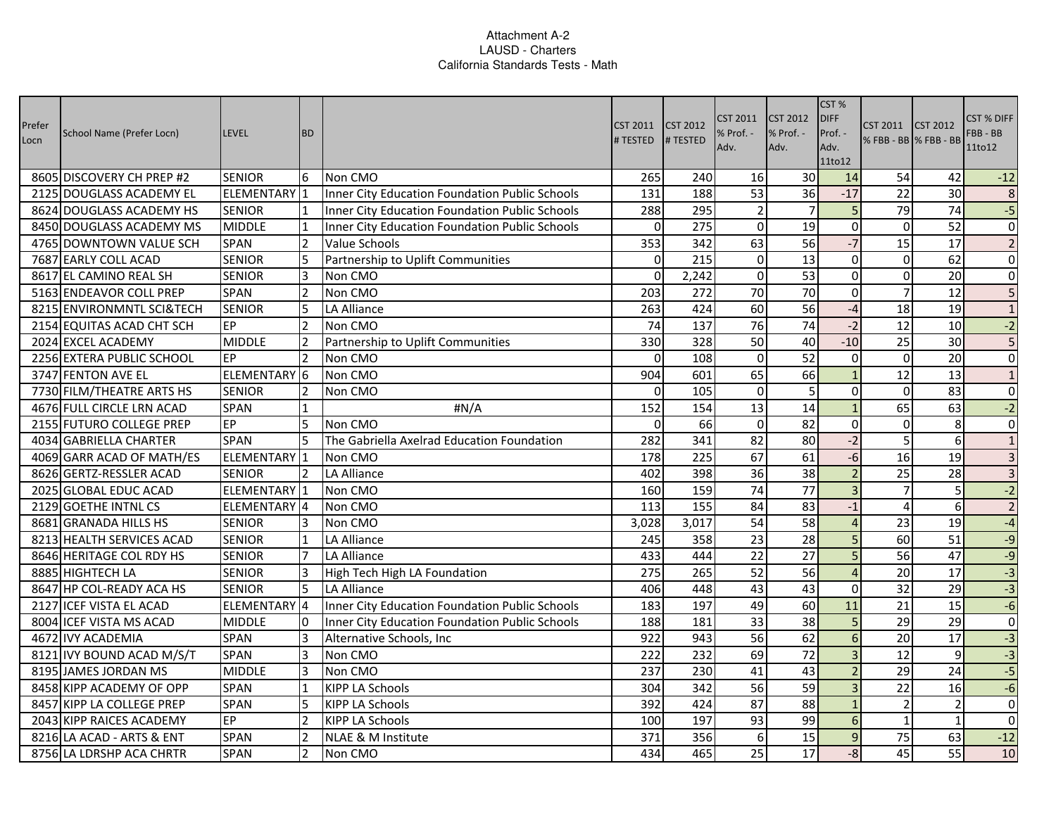Attachment A-2
LAUSD - Charters
California Standards Tests - Math

| Prefer Locn | School Name (Prefer Locn) | LEVEL | BD | | CST 2011 # TESTED | CST 2012 # TESTED | CST 2011 % Prof. - Adv. | CST 2012 % Prof. - Adv. | CST % DIFF Prof. - Adv. 11to12 | CST 2011 % FBB - BB | CST 2012 % FBB - BB | CST % DIFF FBB - BB 11to12 |
|---|---|---|---|---|---|---|---|---|---|---|---|---|
| 8605 | DISCOVERY CH PREP #2 | SENIOR | 6 | Non CMO | 265 | 240 | 16 | 30 | 14 | 54 | 42 | -12 |
| 2125 | DOUGLASS ACADEMY EL | ELEMENTARY | 1 | Inner City Education Foundation Public Schools | 131 | 188 | 53 | 36 | -17 | 22 | 30 | 8 |
| 8624 | DOUGLASS ACADEMY HS | SENIOR | 1 | Inner City Education Foundation Public Schools | 288 | 295 | 2 | 7 | 5 | 79 | 74 | -5 |
| 8450 | DOUGLASS ACADEMY MS | MIDDLE | 1 | Inner City Education Foundation Public Schools | 0 | 275 | 0 | 19 | 0 | 0 | 52 | 0 |
| 4765 | DOWNTOWN VALUE SCH | SPAN | 2 | Value Schools | 353 | 342 | 63 | 56 | -7 | 15 | 17 | 2 |
| 7687 | EARLY COLL ACAD | SENIOR | 5 | Partnership to Uplift Communities | 0 | 215 | 0 | 13 | 0 | 0 | 62 | 0 |
| 8617 | EL CAMINO REAL SH | SENIOR | 3 | Non CMO | 0 | 2,242 | 0 | 53 | 0 | 0 | 20 | 0 |
| 5163 | ENDEAVOR COLL PREP | SPAN | 2 | Non CMO | 203 | 272 | 70 | 70 | 0 | 7 | 12 | 5 |
| 8215 | ENVIRONMNTL SCI&TECH | SENIOR | 5 | LA Alliance | 263 | 424 | 60 | 56 | -4 | 18 | 19 | 1 |
| 2154 | EQUITAS ACAD CHT SCH | EP | 2 | Non CMO | 74 | 137 | 76 | 74 | -2 | 12 | 10 | -2 |
| 2024 | EXCEL ACADEMY | MIDDLE | 2 | Partnership to Uplift Communities | 330 | 328 | 50 | 40 | -10 | 25 | 30 | 5 |
| 2256 | EXTERA PUBLIC SCHOOL | EP | 2 | Non CMO | 0 | 108 | 0 | 52 | 0 | 0 | 20 | 0 |
| 3747 | FENTON AVE EL | ELEMENTARY | 6 | Non CMO | 904 | 601 | 65 | 66 | 1 | 12 | 13 | 1 |
| 7730 | FILM/THEATRE ARTS HS | SENIOR | 2 | Non CMO | 0 | 105 | 0 | 5 | 0 | 0 | 83 | 0 |
| 4676 | FULL CIRCLE LRN ACAD | SPAN | 1 | #N/A | 152 | 154 | 13 | 14 | 1 | 65 | 63 | -2 |
| 2155 | FUTURO COLLEGE PREP | EP | 5 | Non CMO | 0 | 66 | 0 | 82 | 0 | 0 | 8 | 0 |
| 4034 | GABRIELLA CHARTER | SPAN | 5 | The Gabriella Axelrad Education Foundation | 282 | 341 | 82 | 80 | -2 | 5 | 6 | 1 |
| 4069 | GARR ACAD OF MATH/ES | ELEMENTARY | 1 | Non CMO | 178 | 225 | 67 | 61 | -6 | 16 | 19 | 3 |
| 8626 | GERTZ-RESSLER ACAD | SENIOR | 2 | LA Alliance | 402 | 398 | 36 | 38 | 2 | 25 | 28 | 3 |
| 2025 | GLOBAL EDUC ACAD | ELEMENTARY | 1 | Non CMO | 160 | 159 | 74 | 77 | 3 | 7 | 5 | -2 |
| 2129 | GOETHE INTNL CS | ELEMENTARY | 4 | Non CMO | 113 | 155 | 84 | 83 | -1 | 4 | 6 | 2 |
| 8681 | GRANADA HILLS HS | SENIOR | 3 | Non CMO | 3,028 | 3,017 | 54 | 58 | 4 | 23 | 19 | -4 |
| 8213 | HEALTH SERVICES ACAD | SENIOR | 1 | LA Alliance | 245 | 358 | 23 | 28 | 5 | 60 | 51 | -9 |
| 8646 | HERITAGE COL RDY HS | SENIOR | 7 | LA Alliance | 433 | 444 | 22 | 27 | 5 | 56 | 47 | -9 |
| 8885 | HIGHTECH LA | SENIOR | 3 | High Tech High LA Foundation | 275 | 265 | 52 | 56 | 4 | 20 | 17 | -3 |
| 8647 | HP COL-READY ACA HS | SENIOR | 5 | LA Alliance | 406 | 448 | 43 | 43 | 0 | 32 | 29 | -3 |
| 2127 | ICEF VISTA EL ACAD | ELEMENTARY | 4 | Inner City Education Foundation Public Schools | 183 | 197 | 49 | 60 | 11 | 21 | 15 | -6 |
| 8004 | ICEF VISTA MS ACAD | MIDDLE | 0 | Inner City Education Foundation Public Schools | 188 | 181 | 33 | 38 | 5 | 29 | 29 | 0 |
| 4672 | IVY ACADEMIA | SPAN | 3 | Alternative Schools, Inc | 922 | 943 | 56 | 62 | 6 | 20 | 17 | -3 |
| 8121 | IVY BOUND ACAD M/S/T | SPAN | 3 | Non CMO | 222 | 232 | 69 | 72 | 3 | 12 | 9 | -3 |
| 8195 | JAMES JORDAN MS | MIDDLE | 3 | Non CMO | 237 | 230 | 41 | 43 | 2 | 29 | 24 | -5 |
| 8458 | KIPP ACADEMY OF OPP | SPAN | 1 | KIPP LA Schools | 304 | 342 | 56 | 59 | 3 | 22 | 16 | -6 |
| 8457 | KIPP LA COLLEGE PREP | SPAN | 5 | KIPP LA Schools | 392 | 424 | 87 | 88 | 1 | 2 | 2 | 0 |
| 2043 | KIPP RAICES ACADEMY | EP | 2 | KIPP LA Schools | 100 | 197 | 93 | 99 | 6 | 1 | 1 | 0 |
| 8216 | LA ACAD - ARTS & ENT | SPAN | 2 | NLAE & M Institute | 371 | 356 | 6 | 15 | 9 | 75 | 63 | -12 |
| 8756 | LA LDRSHP ACA CHRTR | SPAN | 2 | Non CMO | 434 | 465 | 25 | 17 | -8 | 45 | 55 | 10 |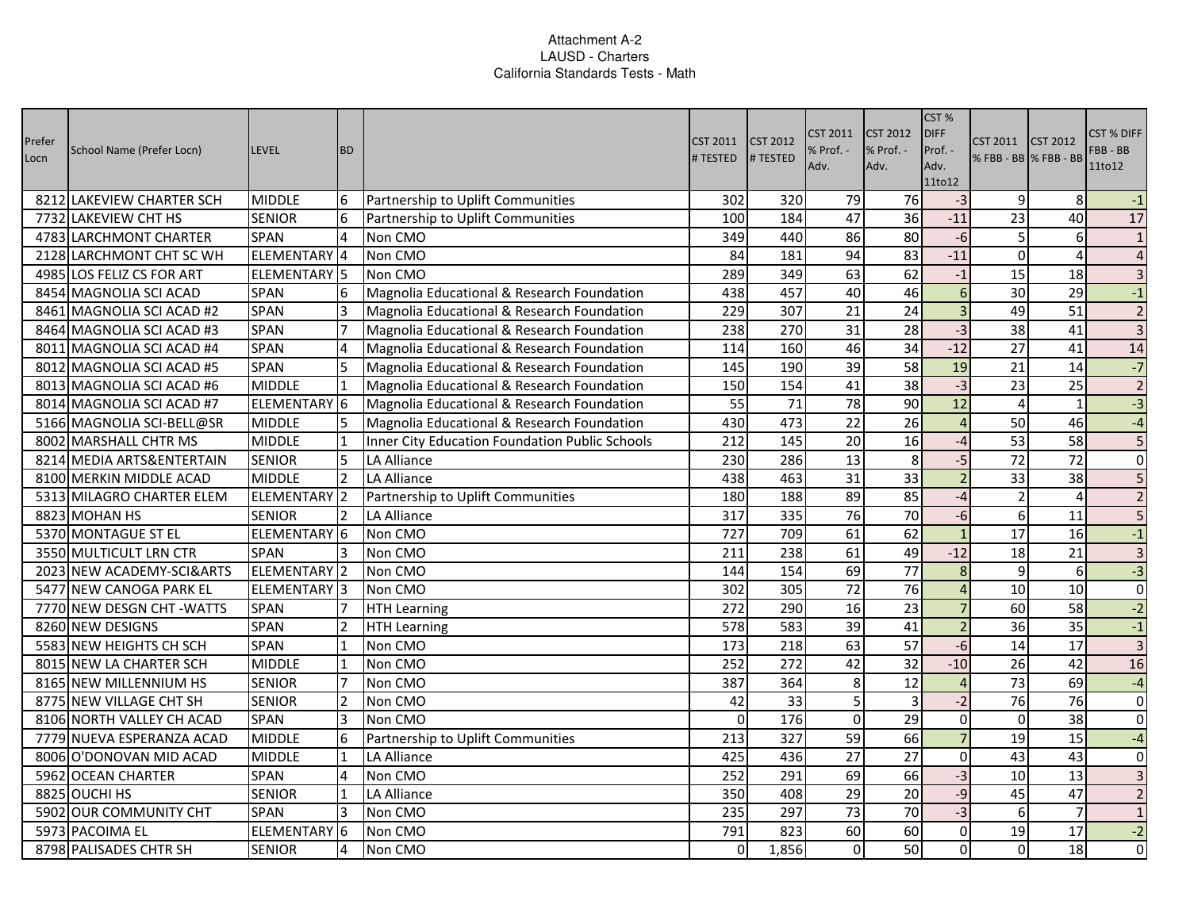Attachment A-2
LAUSD - Charters
California Standards Tests - Math

| Prefer Locn | School Name (Prefer Locn) | LEVEL | BD | | CST 2011 # TESTED | CST 2012 # TESTED | CST 2011 % Prof. - Adv. | CST 2012 % Prof. - Adv. | CST % DIFF Prof. - Adv. 11to12 | CST 2011 % FBB - BB | CST 2012 % FBB - BB | CST % DIFF FBB - BB 11to12 |
|---|---|---|---|---|---|---|---|---|---|---|---|---|
| 8212 | LAKEVIEW CHARTER SCH | MIDDLE | 6 | Partnership to Uplift Communities | 302 | 320 | 79 | 76 | -3 | 9 | 8 | -1 |
| 7732 | LAKEVIEW CHT HS | SENIOR | 6 | Partnership to Uplift Communities | 100 | 184 | 47 | 36 | -11 | 23 | 40 | 17 |
| 4783 | LARCHMONT CHARTER | SPAN | 4 | Non CMO | 349 | 440 | 86 | 80 | -6 | 5 | 6 | 1 |
| 2128 | LARCHMONT CHT SC WH | ELEMENTARY | 4 | Non CMO | 84 | 181 | 94 | 83 | -11 | 0 | 4 | 4 |
| 4985 | LOS FELIZ CS FOR ART | ELEMENTARY | 5 | Non CMO | 289 | 349 | 63 | 62 | -1 | 15 | 18 | 3 |
| 8454 | MAGNOLIA SCI ACAD | SPAN | 6 | Magnolia Educational & Research Foundation | 438 | 457 | 40 | 46 | 6 | 30 | 29 | -1 |
| 8461 | MAGNOLIA SCI ACAD #2 | SPAN | 3 | Magnolia Educational & Research Foundation | 229 | 307 | 21 | 24 | 3 | 49 | 51 | 2 |
| 8464 | MAGNOLIA SCI ACAD #3 | SPAN | 7 | Magnolia Educational & Research Foundation | 238 | 270 | 31 | 28 | -3 | 38 | 41 | 3 |
| 8011 | MAGNOLIA SCI ACAD #4 | SPAN | 4 | Magnolia Educational & Research Foundation | 114 | 160 | 46 | 34 | -12 | 27 | 41 | 14 |
| 8012 | MAGNOLIA SCI ACAD #5 | SPAN | 5 | Magnolia Educational & Research Foundation | 145 | 190 | 39 | 58 | 19 | 21 | 14 | -7 |
| 8013 | MAGNOLIA SCI ACAD #6 | MIDDLE | 1 | Magnolia Educational & Research Foundation | 150 | 154 | 41 | 38 | -3 | 23 | 25 | 2 |
| 8014 | MAGNOLIA SCI ACAD #7 | ELEMENTARY | 6 | Magnolia Educational & Research Foundation | 55 | 71 | 78 | 90 | 12 | 4 | 1 | -3 |
| 5166 | MAGNOLIA SCI-BELL@SR | MIDDLE | 5 | Magnolia Educational & Research Foundation | 430 | 473 | 22 | 26 | 4 | 50 | 46 | -4 |
| 8002 | MARSHALL CHTR MS | MIDDLE | 1 | Inner City Education Foundation Public Schools | 212 | 145 | 20 | 16 | -4 | 53 | 58 | 5 |
| 8214 | MEDIA ARTS&ENTERTAIN | SENIOR | 5 | LA Alliance | 230 | 286 | 13 | 8 | -5 | 72 | 72 | 0 |
| 8100 | MERKIN MIDDLE ACAD | MIDDLE | 2 | LA Alliance | 438 | 463 | 31 | 33 | 2 | 33 | 38 | 5 |
| 5313 | MILAGRO CHARTER ELEM | ELEMENTARY | 2 | Partnership to Uplift Communities | 180 | 188 | 89 | 85 | -4 | 2 | 4 | 2 |
| 8823 | MOHAN HS | SENIOR | 2 | LA Alliance | 317 | 335 | 76 | 70 | -6 | 6 | 11 | 5 |
| 5370 | MONTAGUE ST EL | ELEMENTARY | 6 | Non CMO | 727 | 709 | 61 | 62 | 1 | 17 | 16 | -1 |
| 3550 | MULTICULT LRN CTR | SPAN | 3 | Non CMO | 211 | 238 | 61 | 49 | -12 | 18 | 21 | 3 |
| 2023 | NEW ACADEMY-SCI&ARTS | ELEMENTARY | 2 | Non CMO | 144 | 154 | 69 | 77 | 8 | 9 | 6 | -3 |
| 5477 | NEW CANOGA PARK EL | ELEMENTARY | 3 | Non CMO | 302 | 305 | 72 | 76 | 4 | 10 | 10 | 0 |
| 7770 | NEW DESGN CHT -WATTS | SPAN | 7 | HTH Learning | 272 | 290 | 16 | 23 | 7 | 60 | 58 | -2 |
| 8260 | NEW DESIGNS | SPAN | 2 | HTH Learning | 578 | 583 | 39 | 41 | 2 | 36 | 35 | -1 |
| 5583 | NEW HEIGHTS CH SCH | SPAN | 1 | Non CMO | 173 | 218 | 63 | 57 | -6 | 14 | 17 | 3 |
| 8015 | NEW LA CHARTER SCH | MIDDLE | 1 | Non CMO | 252 | 272 | 42 | 32 | -10 | 26 | 42 | 16 |
| 8165 | NEW MILLENNIUM HS | SENIOR | 7 | Non CMO | 387 | 364 | 8 | 12 | 4 | 73 | 69 | -4 |
| 8775 | NEW VILLAGE CHT SH | SENIOR | 2 | Non CMO | 42 | 33 | 5 | 3 | -2 | 76 | 76 | 0 |
| 8106 | NORTH VALLEY CH ACAD | SPAN | 3 | Non CMO | 0 | 176 | 0 | 29 | 0 | 0 | 38 | 0 |
| 7779 | NUEVA ESPERANZA ACAD | MIDDLE | 6 | Partnership to Uplift Communities | 213 | 327 | 59 | 66 | 7 | 19 | 15 | -4 |
| 8006 | O'DONOVAN MID ACAD | MIDDLE | 1 | LA Alliance | 425 | 436 | 27 | 27 | 0 | 43 | 43 | 0 |
| 5962 | OCEAN CHARTER | SPAN | 4 | Non CMO | 252 | 291 | 69 | 66 | -3 | 10 | 13 | 3 |
| 8825 | OUCHI HS | SENIOR | 1 | LA Alliance | 350 | 408 | 29 | 20 | -9 | 45 | 47 | 2 |
| 5902 | OUR COMMUNITY CHT | SPAN | 3 | Non CMO | 235 | 297 | 73 | 70 | -3 | 6 | 7 | 1 |
| 5973 | PACOIMA EL | ELEMENTARY | 6 | Non CMO | 791 | 823 | 60 | 60 | 0 | 19 | 17 | -2 |
| 8798 | PALISADES CHTR SH | SENIOR | 4 | Non CMO | 0 | 1,856 | 0 | 50 | 0 | 0 | 18 | 0 |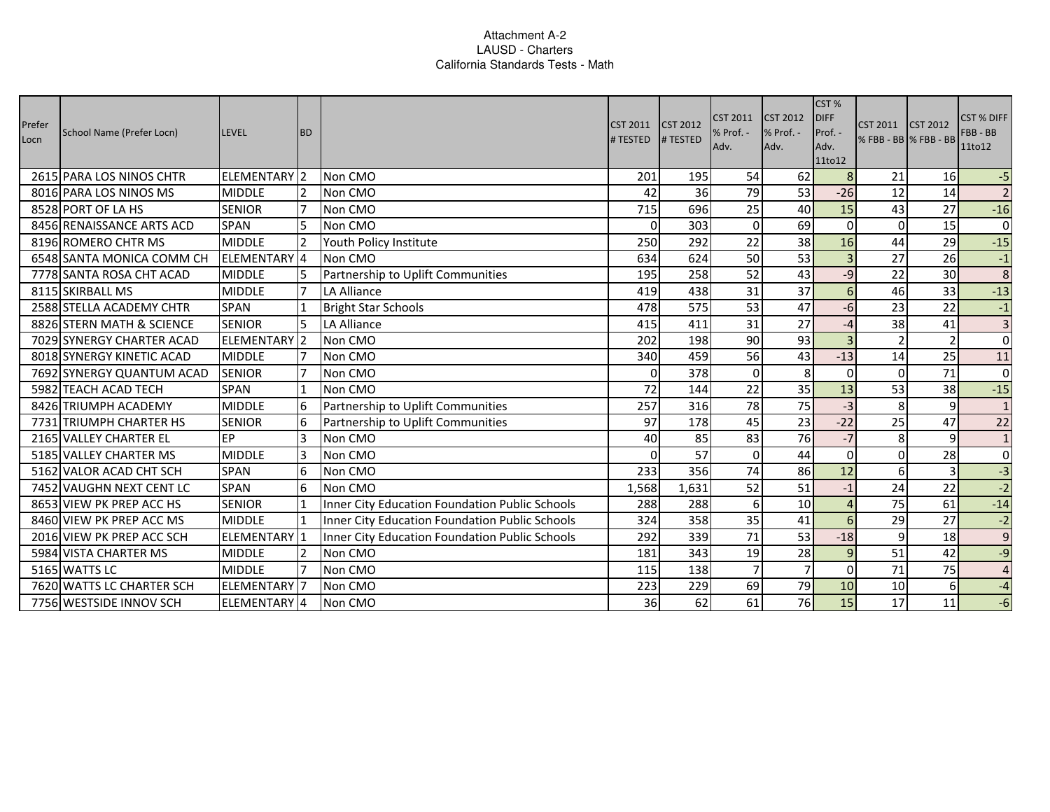Attachment A-2
LAUSD - Charters
California Standards Tests - Math

| Prefer Locn | School Name (Prefer Locn) | LEVEL | BD | | CST 2011 # TESTED | CST 2012 # TESTED | CST 2011 % Prof. - Adv. | CST 2012 % Prof. - Adv. | CST % DIFF Prof. - Adv. 11to12 | CST 2011 % FBB - BB | CST 2012 % FBB - BB | CST % DIFF FBB - BB 11to12 |
|---|---|---|---|---|---|---|---|---|---|---|---|---|
| 2615 | PARA LOS NINOS CHTR | ELEMENTARY | 2 | Non CMO | 201 | 195 | 54 | 62 | 8 | 21 | 16 | -5 |
| 8016 | PARA LOS NINOS MS | MIDDLE | 2 | Non CMO | 42 | 36 | 79 | 53 | -26 | 12 | 14 | 2 |
| 8528 | PORT OF LA HS | SENIOR | 7 | Non CMO | 715 | 696 | 25 | 40 | 15 | 43 | 27 | -16 |
| 8456 | RENAISSANCE ARTS ACD | SPAN | 5 | Non CMO | 0 | 303 | 0 | 69 | 0 | 0 | 15 | 0 |
| 8196 | ROMERO CHTR MS | MIDDLE | 2 | Youth Policy Institute | 250 | 292 | 22 | 38 | 16 | 44 | 29 | -15 |
| 6548 | SANTA MONICA COMM CH | ELEMENTARY | 4 | Non CMO | 634 | 624 | 50 | 53 | 3 | 27 | 26 | -1 |
| 7778 | SANTA ROSA CHT ACAD | MIDDLE | 5 | Partnership to Uplift Communities | 195 | 258 | 52 | 43 | -9 | 22 | 30 | 8 |
| 8115 | SKIRBALL MS | MIDDLE | 7 | LA Alliance | 419 | 438 | 31 | 37 | 6 | 46 | 33 | -13 |
| 2588 | STELLA ACADEMY CHTR | SPAN | 1 | Bright Star Schools | 478 | 575 | 53 | 47 | -6 | 23 | 22 | -1 |
| 8826 | STERN MATH & SCIENCE | SENIOR | 5 | LA Alliance | 415 | 411 | 31 | 27 | -4 | 38 | 41 | 3 |
| 7029 | SYNERGY CHARTER ACAD | ELEMENTARY | 2 | Non CMO | 202 | 198 | 90 | 93 | 3 | 2 | 2 | 0 |
| 8018 | SYNERGY KINETIC ACAD | MIDDLE | 7 | Non CMO | 340 | 459 | 56 | 43 | -13 | 14 | 25 | 11 |
| 7692 | SYNERGY QUANTUM ACAD | SENIOR | 7 | Non CMO | 0 | 378 | 0 | 8 | 0 | 0 | 71 | 0 |
| 5982 | TEACH ACAD TECH | SPAN | 1 | Non CMO | 72 | 144 | 22 | 35 | 13 | 53 | 38 | -15 |
| 8426 | TRIUMPH ACADEMY | MIDDLE | 6 | Partnership to Uplift Communities | 257 | 316 | 78 | 75 | -3 | 8 | 9 | 1 |
| 7731 | TRIUMPH CHARTER HS | SENIOR | 6 | Partnership to Uplift Communities | 97 | 178 | 45 | 23 | -22 | 25 | 47 | 22 |
| 2165 | VALLEY CHARTER EL | EP | 3 | Non CMO | 40 | 85 | 83 | 76 | -7 | 8 | 9 | 1 |
| 5185 | VALLEY CHARTER MS | MIDDLE | 3 | Non CMO | 0 | 57 | 0 | 44 | 0 | 0 | 28 | 0 |
| 5162 | VALOR ACAD CHT SCH | SPAN | 6 | Non CMO | 233 | 356 | 74 | 86 | 12 | 6 | 3 | -3 |
| 7452 | VAUGHN NEXT CENT LC | SPAN | 6 | Non CMO | 1,568 | 1,631 | 52 | 51 | -1 | 24 | 22 | -2 |
| 8653 | VIEW PK PREP ACC HS | SENIOR | 1 | Inner City Education Foundation Public Schools | 288 | 288 | 6 | 10 | 4 | 75 | 61 | -14 |
| 8460 | VIEW PK PREP ACC MS | MIDDLE | 1 | Inner City Education Foundation Public Schools | 324 | 358 | 35 | 41 | 6 | 29 | 27 | -2 |
| 2016 | VIEW PK PREP ACC SCH | ELEMENTARY | 1 | Inner City Education Foundation Public Schools | 292 | 339 | 71 | 53 | -18 | 9 | 18 | 9 |
| 5984 | VISTA CHARTER MS | MIDDLE | 2 | Non CMO | 181 | 343 | 19 | 28 | 9 | 51 | 42 | -9 |
| 5165 | WATTS LC | MIDDLE | 7 | Non CMO | 115 | 138 | 7 | 7 | 0 | 71 | 75 | 4 |
| 7620 | WATTS LC CHARTER SCH | ELEMENTARY | 7 | Non CMO | 223 | 229 | 69 | 79 | 10 | 10 | 6 | -4 |
| 7756 | WESTSIDE INNOV SCH | ELEMENTARY | 4 | Non CMO | 36 | 62 | 61 | 76 | 15 | 17 | 11 | -6 |